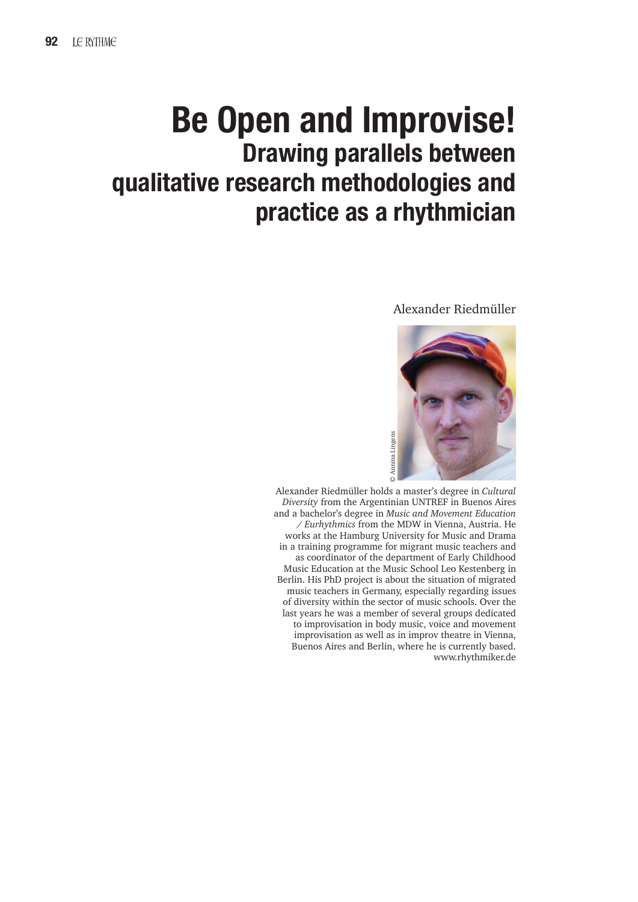# Be Open and Improvise!

## Drawing parallels between qualitative research methodologies and practice as a rhythmician

Alexander Riedmüller

© Annina Lingens

Alexander Riedmüller holds a master's degree in *Cultural Diversity* from the Argentinian UNTREF in Buenos Aires and a bachelor's degree in *Music and Movement Education / Eurhythmics* from the MDW in Vienna, Austria. He works at the Hamburg University for Music and Drama in a training programme for migrant music teachers and as coordinator of the department of Early Childhood Music Education at the Music School Leo Kestenberg in Berlin. His PhD project is about the situation of migrated music teachers in Germany, especially regarding issues of diversity within the sector of music schools. Over the last years he was a member of several groups dedicated to improvisation in body music, voice and movement improvisation as well as in improv theatre in Vienna, Buenos Aires and Berlin, where he is currently based. www.rhythmiker.de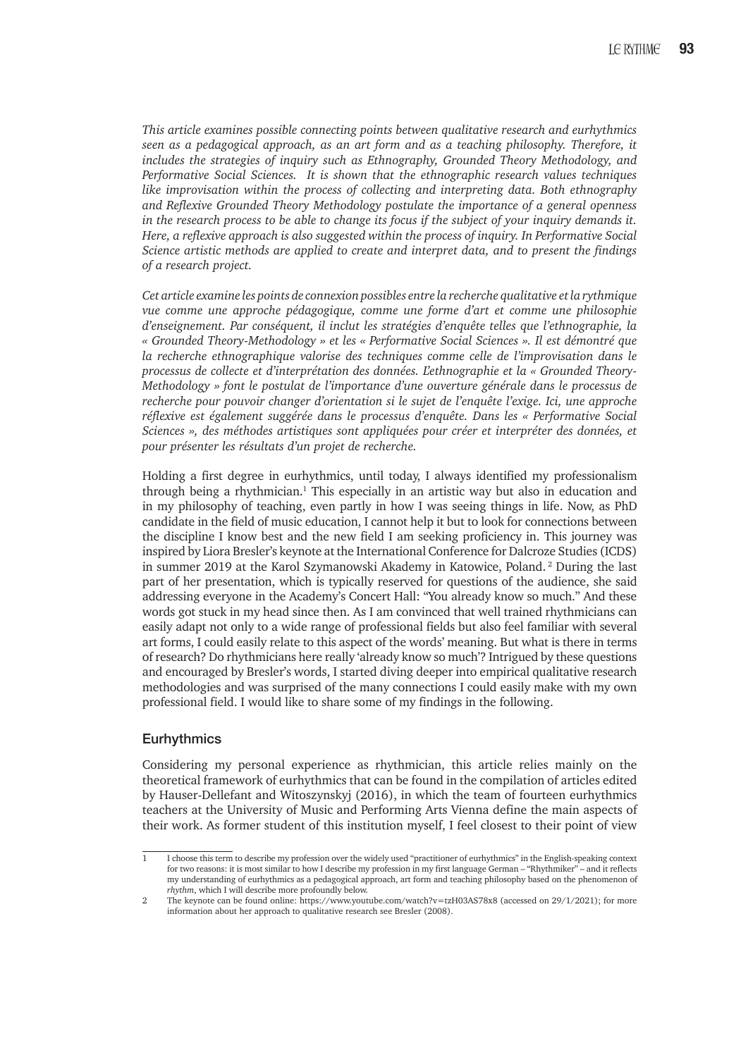*This article examines possible connecting points between qualitative research and eurhythmics seen as a pedagogical approach, as an art form and as a teaching philosophy. Therefore, it includes the strategies of inquiry such as Ethnography, Grounded Theory Methodology, and Performative Social Sciences. It is shown that the ethnographic research values techniques like improvisation within the process of collecting and interpreting data. Both ethnography and Reflexive Grounded Theory Methodology postulate the importance of a general openness in the research process to be able to change its focus if the subject of your inquiry demands it. Here, a reflexive approach is also suggested within the process of inquiry. In Performative Social Science artistic methods are applied to create and interpret data, and to present the findings of a research project.*

*Cet article examine les points de connexion possibles entre la recherche qualitative et la rythmique vue comme une approche pédagogique, comme une forme d'art et comme une philosophie d'enseignement. Par conséquent, il inclut les stratégies d'enquête telles que l'ethnographie, la « Grounded Theory-Methodology » et les « Performative Social Sciences ». Il est démontré que la recherche ethnographique valorise des techniques comme celle de l'improvisation dans le processus de collecte et d'interprétation des données. L'ethnographie et la « Grounded Theory-Methodology » font le postulat de l'importance d'une ouverture générale dans le processus de recherche pour pouvoir changer d'orientation si le sujet de l'enquête l'exige. Ici, une approche réflexive est également suggérée dans le processus d'enquête. Dans les « Performative Social Sciences », des méthodes artistiques sont appliquées pour créer et interpréter des données, et pour présenter les résultats d'un projet de recherche.*

Holding a first degree in eurhythmics, until today, I always identified my professionalism through being a rhythmician.[1] This especially in an artistic way but also in education and in my philosophy of teaching, even partly in how I was seeing things in life. Now, as PhD candidate in the field of music education, I cannot help it but to look for connections between the discipline I know best and the new field I am seeking proficiency in. This journey was inspired by Liora Bresler's keynote at the International Conference for Dalcroze Studies (ICDS) in summer 2019 at the Karol Szymanowski Akademy in Katowice, Poland.[2] During the last part of her presentation, which is typically reserved for questions of the audience, she said addressing everyone in the Academy's Concert Hall: "You already know so much." And these words got stuck in my head since then. As I am convinced that well trained rhythmicians can easily adapt not only to a wide range of professional fields but also feel familiar with several art forms, I could easily relate to this aspect of the words' meaning. But what is there in terms of research? Do rhythmicians here really 'already know so much'? Intrigued by these questions and encouraged by Bresler's words, I started diving deeper into empirical qualitative research methodologies and was surprised of the many connections I could easily make with my own professional field. I would like to share some of my findings in the following.

## Eurhythmics

Considering my personal experience as rhythmician, this article relies mainly on the theoretical framework of eurhythmics that can be found in the compilation of articles edited by Hauser-Dellefant and Witoszynskyj (2016), in which the team of fourteen eurhythmics teachers at the University of Music and Performing Arts Vienna define the main aspects of their work. As former student of this institution myself, I feel closest to their point of view

---

[1] I choose this term to describe my profession over the widely used "practitioner of eurhythmics" in the English-speaking context for two reasons: it is most similar to how I describe my profession in my first language German – "Rhythmiker" – and it reflects my understanding of eurhythmics as a pedagogical approach, art form and teaching philosophy based on the phenomenon of *rhythm*, which I will describe more profoundly below.

[2] The keynote can be found online: https://www.youtube.com/watch?v=tzH03AS78x8 (accessed on 29/1/2021); for more information about her approach to qualitative research see Bresler (2008).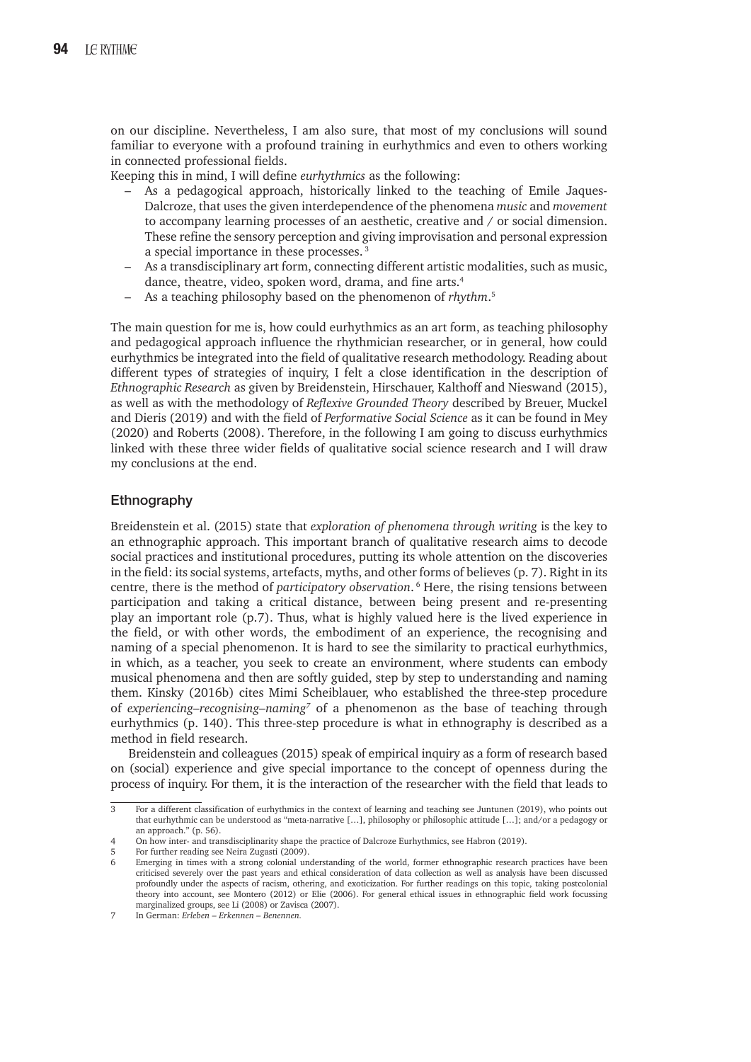on our discipline. Nevertheless, I am also sure, that most of my conclusions will sound familiar to everyone with a profound training in eurhythmics and even to others working in connected professional fields.

Keeping this in mind, I will define *eurhythmics* as the following:

- As a pedagogical approach, historically linked to the teaching of Emile Jaques-Dalcroze, that uses the given interdependence of the phenomena *music* and *movement* to accompany learning processes of an aesthetic, creative and / or social dimension. These refine the sensory perception and giving improvisation and personal expression a special importance in these processes. [3]
- As a transdisciplinary art form, connecting different artistic modalities, such as music, dance, theatre, video, spoken word, drama, and fine arts.[4]
- As a teaching philosophy based on the phenomenon of *rhythm*.[5]

The main question for me is, how could eurhythmics as an art form, as teaching philosophy and pedagogical approach influence the rhythmician researcher, or in general, how could eurhythmics be integrated into the field of qualitative research methodology. Reading about different types of strategies of inquiry, I felt a close identification in the description of *Ethnographic Research* as given by Breidenstein, Hirschauer, Kalthoff and Nieswand (2015), as well as with the methodology of *Reflexive Grounded Theory* described by Breuer, Muckel and Dieris (2019) and with the field of *Performative Social Science* as it can be found in Mey (2020) and Roberts (2008). Therefore, in the following I am going to discuss eurhythmics linked with these three wider fields of qualitative social science research and I will draw my conclusions at the end.

## Ethnography

Breidenstein et al. (2015) state that *exploration of phenomena through writing* is the key to an ethnographic approach. This important branch of qualitative research aims to decode social practices and institutional procedures, putting its whole attention on the discoveries in the field: its social systems, artefacts, myths, and other forms of believes (p. 7). Right in its centre, there is the method of *participatory observation*. [6] Here, the rising tensions between participation and taking a critical distance, between being present and re-presenting play an important role (p.7). Thus, what is highly valued here is the lived experience in the field, or with other words, the embodiment of an experience, the recognising and naming of a special phenomenon. It is hard to see the similarity to practical eurhythmics, in which, as a teacher, you seek to create an environment, where students can embody musical phenomena and then are softly guided, step by step to understanding and naming them. Kinsky (2016b) cites Mimi Scheiblauer, who established the three-step procedure of *experiencing–recognising–naming*[7] of a phenomenon as the base of teaching through eurhythmics (p. 140). This three-step procedure is what in ethnography is described as a method in field research.

Breidenstein and colleagues (2015) speak of empirical inquiry as a form of research based on (social) experience and give special importance to the concept of openness during the process of inquiry. For them, it is the interaction of the researcher with the field that leads to

---

3 For a different classification of eurhythmics in the context of learning and teaching see Juntunen (2019), who points out that eurhythmic can be understood as "meta-narrative […], philosophy or philosophic attitude […]; and/or a pedagogy or an approach." (p. 56).

4 On how inter- and transdisciplinarity shape the practice of Dalcroze Eurhythmics, see Habron (2019).

5 For further reading see Neira Zugasti (2009).

6 Emerging in times with a strong colonial understanding of the world, former ethnographic research practices have been criticised severely over the past years and ethical consideration of data collection as well as analysis have been discussed profoundly under the aspects of racism, othering, and exoticization. For further readings on this topic, taking postcolonial theory into account, see Montero (2012) or Elie (2006). For general ethical issues in ethnographic field work focussing marginalized groups, see Li (2008) or Zavisca (2007).

7 In German: *Erleben – Erkennen – Benennen.*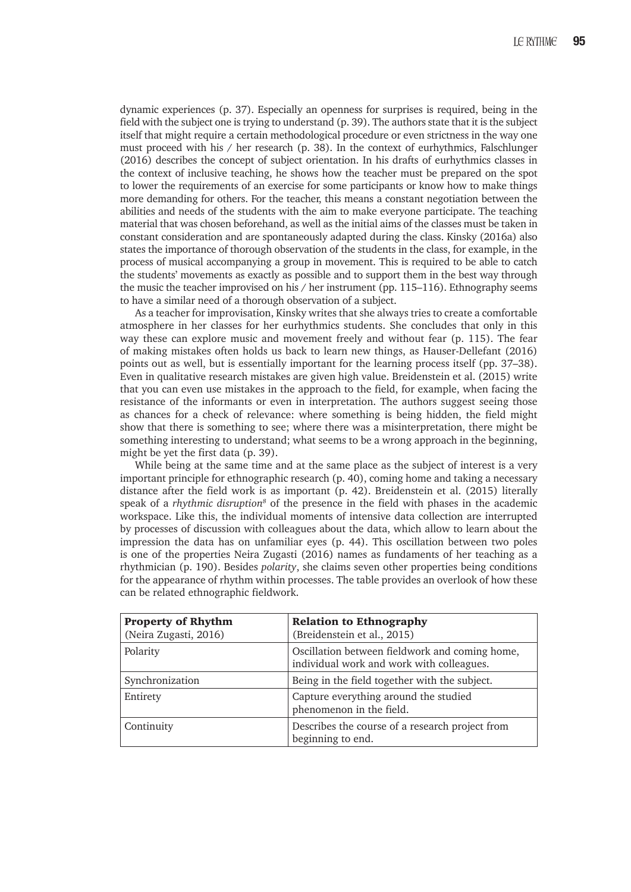dynamic experiences (p. 37). Especially an openness for surprises is required, being in the field with the subject one is trying to understand (p. 39). The authors state that it is the subject itself that might require a certain methodological procedure or even strictness in the way one must proceed with his / her research (p. 38). In the context of eurhythmics, Falschlunger (2016) describes the concept of subject orientation. In his drafts of eurhythmics classes in the context of inclusive teaching, he shows how the teacher must be prepared on the spot to lower the requirements of an exercise for some participants or know how to make things more demanding for others. For the teacher, this means a constant negotiation between the abilities and needs of the students with the aim to make everyone participate. The teaching material that was chosen beforehand, as well as the initial aims of the classes must be taken in constant consideration and are spontaneously adapted during the class. Kinsky (2016a) also states the importance of thorough observation of the students in the class, for example, in the process of musical accompanying a group in movement. This is required to be able to catch the students' movements as exactly as possible and to support them in the best way through the music the teacher improvised on his / her instrument (pp. 115–116). Ethnography seems to have a similar need of a thorough observation of a subject.

As a teacher for improvisation, Kinsky writes that she always tries to create a comfortable atmosphere in her classes for her eurhythmics students. She concludes that only in this way these can explore music and movement freely and without fear (p. 115). The fear of making mistakes often holds us back to learn new things, as Hauser-Dellefant (2016) points out as well, but is essentially important for the learning process itself (pp. 37–38). Even in qualitative research mistakes are given high value. Breidenstein et al. (2015) write that you can even use mistakes in the approach to the field, for example, when facing the resistance of the informants or even in interpretation. The authors suggest seeing those as chances for a check of relevance: where something is being hidden, the field might show that there is something to see; where there was a misinterpretation, there might be something interesting to understand; what seems to be a wrong approach in the beginning, might be yet the first data (p. 39).

While being at the same time and at the same place as the subject of interest is a very important principle for ethnographic research (p. 40), coming home and taking a necessary distance after the field work is as important (p. 42). Breidenstein et al. (2015) literally speak of a *rhythmic disruption*[8] of the presence in the field with phases in the academic workspace. Like this, the individual moments of intensive data collection are interrupted by processes of discussion with colleagues about the data, which allow to learn about the impression the data has on unfamiliar eyes (p. 44). This oscillation between two poles is one of the properties Neira Zugasti (2016) names as fundaments of her teaching as a rhythmician (p. 190). Besides *polarity*, she claims seven other properties being conditions for the appearance of rhythm within processes. The table provides an overlook of how these can be related ethnographic fieldwork.

| **Property of Rhythm** (Neira Zugasti, 2016) | **Relation to Ethnography** (Breidenstein et al., 2015) |
|---|---|
| Polarity | Oscillation between fieldwork and coming home, individual work and work with colleagues. |
| Synchronization | Being in the field together with the subject. |
| Entirety | Capture everything around the studied phenomenon in the field. |
| Continuity | Describes the course of a research project from beginning to end. |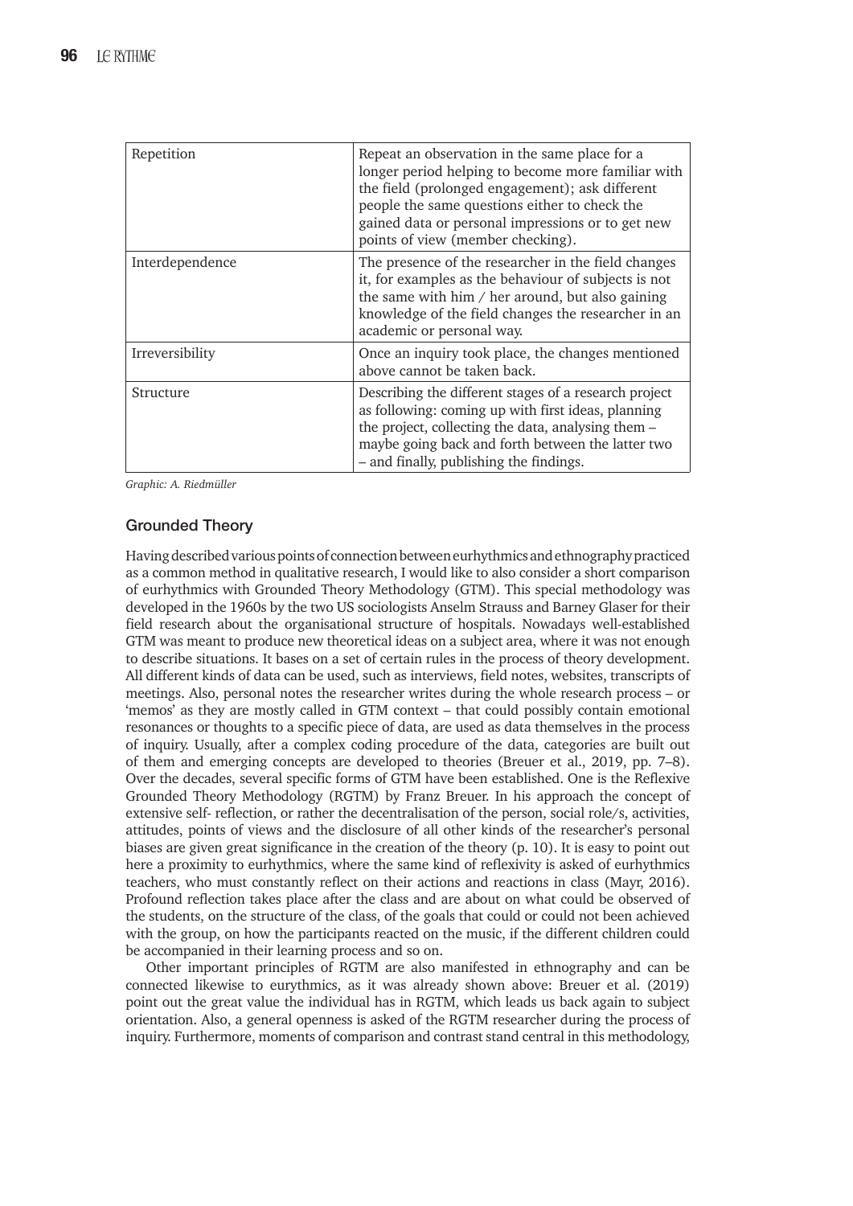| | |
|---|---|
| Repetition | Repeat an observation in the same place for a longer period helping to become more familiar with the field (prolonged engagement); ask different people the same questions either to check the gained data or personal impressions or to get new points of view (member checking). |
| Interdependence | The presence of the researcher in the field changes it, for examples as the behaviour of subjects is not the same with him / her around, but also gaining knowledge of the field changes the researcher in an academic or personal way. |
| Irreversibility | Once an inquiry took place, the changes mentioned above cannot be taken back. |
| Structure | Describing the different stages of a research project as following: coming up with first ideas, planning the project, collecting the data, analysing them – maybe going back and forth between the latter two – and finally, publishing the findings. |

*Graphic: A. Riedmüller*

## Grounded Theory

Having described various points of connection between eurhythmics and ethnography practiced as a common method in qualitative research, I would like to also consider a short comparison of eurhythmics with Grounded Theory Methodology (GTM). This special methodology was developed in the 1960s by the two US sociologists Anselm Strauss and Barney Glaser for their field research about the organisational structure of hospitals. Nowadays well-established GTM was meant to produce new theoretical ideas on a subject area, where it was not enough to describe situations. It bases on a set of certain rules in the process of theory development. All different kinds of data can be used, such as interviews, field notes, websites, transcripts of meetings. Also, personal notes the researcher writes during the whole research process – or 'memos' as they are mostly called in GTM context – that could possibly contain emotional resonances or thoughts to a specific piece of data, are used as data themselves in the process of inquiry. Usually, after a complex coding procedure of the data, categories are built out of them and emerging concepts are developed to theories (Breuer et al., 2019, pp. 7–8). Over the decades, several specific forms of GTM have been established. One is the Reflexive Grounded Theory Methodology (RGTM) by Franz Breuer. In his approach the concept of extensive self- reflection, or rather the decentralisation of the person, social role/s, activities, attitudes, points of views and the disclosure of all other kinds of the researcher's personal biases are given great significance in the creation of the theory (p. 10). It is easy to point out here a proximity to eurhythmics, where the same kind of reflexivity is asked of eurhythmics teachers, who must constantly reflect on their actions and reactions in class (Mayr, 2016). Profound reflection takes place after the class and are about on what could be observed of the students, on the structure of the class, of the goals that could or could not been achieved with the group, on how the participants reacted on the music, if the different children could be accompanied in their learning process and so on.

Other important principles of RGTM are also manifested in ethnography and can be connected likewise to eurythmics, as it was already shown above: Breuer et al. (2019) point out the great value the individual has in RGTM, which leads us back again to subject orientation. Also, a general openness is asked of the RGTM researcher during the process of inquiry. Furthermore, moments of comparison and contrast stand central in this methodology,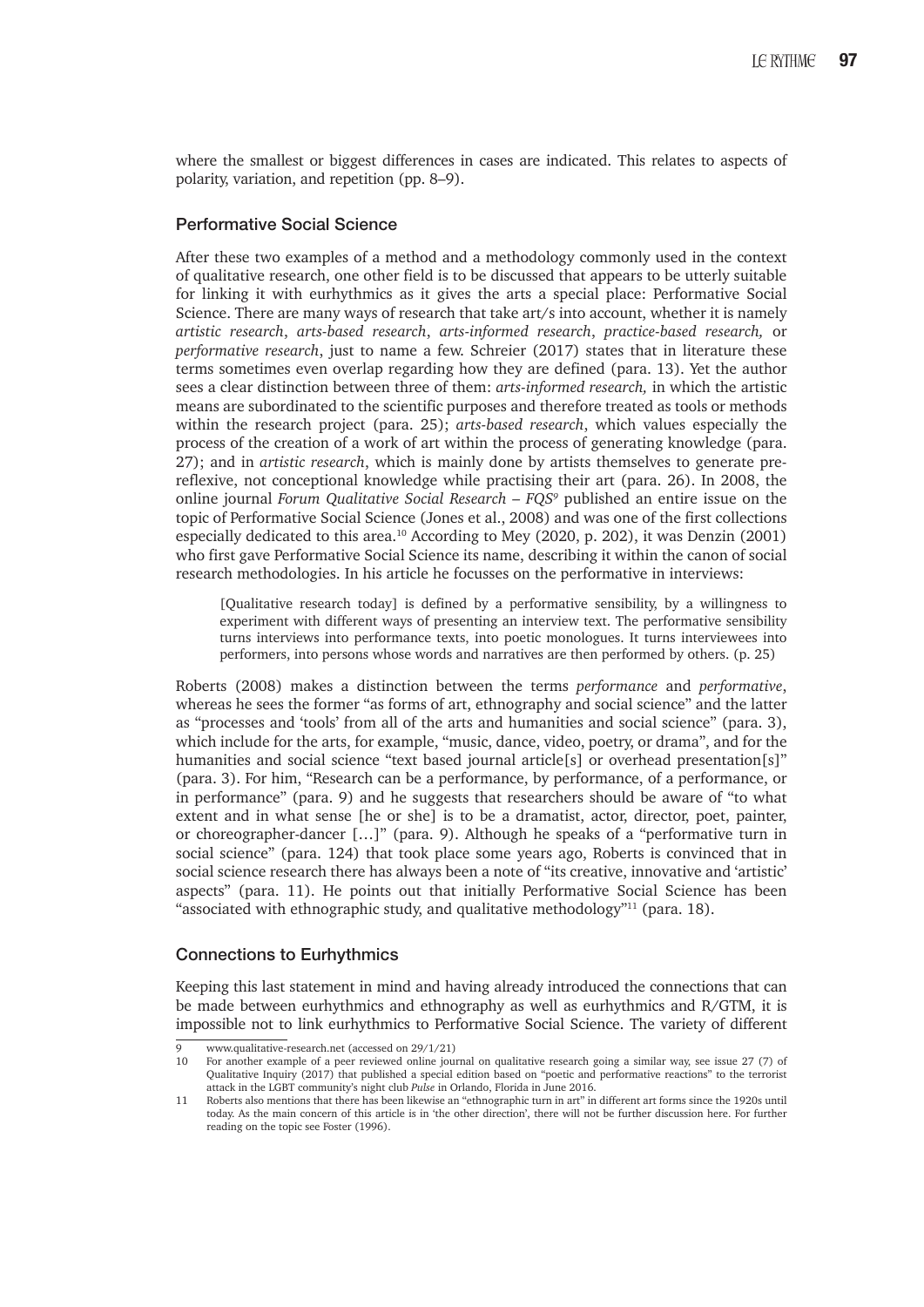where the smallest or biggest differences in cases are indicated. This relates to aspects of polarity, variation, and repetition (pp. 8–9).

## Performative Social Science

After these two examples of a method and a methodology commonly used in the context of qualitative research, one other field is to be discussed that appears to be utterly suitable for linking it with eurhythmics as it gives the arts a special place: Performative Social Science. There are many ways of research that take art/s into account, whether it is namely *artistic research*, *arts-based research*, *arts-informed research*, *practice-based research,* or *performative research*, just to name a few. Schreier (2017) states that in literature these terms sometimes even overlap regarding how they are defined (para. 13). Yet the author sees a clear distinction between three of them: *arts-informed research,* in which the artistic means are subordinated to the scientific purposes and therefore treated as tools or methods within the research project (para. 25); *arts-based research*, which values especially the process of the creation of a work of art within the process of generating knowledge (para. 27); and in *artistic research*, which is mainly done by artists themselves to generate pre-reflexive, not conceptional knowledge while practising their art (para. 26). In 2008, the online journal *Forum Qualitative Social Research – FQS*[9] published an entire issue on the topic of Performative Social Science (Jones et al., 2008) and was one of the first collections especially dedicated to this area.[10] According to Mey (2020, p. 202), it was Denzin (2001) who first gave Performative Social Science its name, describing it within the canon of social research methodologies. In his article he focusses on the performative in interviews:

> [Qualitative research today] is defined by a performative sensibility, by a willingness to experiment with different ways of presenting an interview text. The performative sensibility turns interviews into performance texts, into poetic monologues. It turns interviewees into performers, into persons whose words and narratives are then performed by others. (p. 25)

Roberts (2008) makes a distinction between the terms *performance* and *performative*, whereas he sees the former "as forms of art, ethnography and social science" and the latter as "processes and 'tools' from all of the arts and humanities and social science" (para. 3), which include for the arts, for example, "music, dance, video, poetry, or drama", and for the humanities and social science "text based journal article[s] or overhead presentation[s]" (para. 3). For him, "Research can be a performance, by performance, of a performance, or in performance" (para. 9) and he suggests that researchers should be aware of "to what extent and in what sense [he or she] is to be a dramatist, actor, director, poet, painter, or choreographer-dancer […]" (para. 9). Although he speaks of a "performative turn in social science" (para. 124) that took place some years ago, Roberts is convinced that in social science research there has always been a note of "its creative, innovative and 'artistic' aspects" (para. 11). He points out that initially Performative Social Science has been "associated with ethnographic study, and qualitative methodology"[11] (para. 18).

## Connections to Eurhythmics

Keeping this last statement in mind and having already introduced the connections that can be made between eurhythmics and ethnography as well as eurhythmics and R/GTM, it is impossible not to link eurhythmics to Performative Social Science. The variety of different

---

9 www.qualitative-research.net (accessed on 29/1/21)

10 For another example of a peer reviewed online journal on qualitative research going a similar way, see issue 27 (7) of Qualitative Inquiry (2017) that published a special edition based on "poetic and performative reactions" to the terrorist attack in the LGBT community's night club *Pulse* in Orlando, Florida in June 2016.

11 Roberts also mentions that there has been likewise an "ethnographic turn in art" in different art forms since the 1920s until today. As the main concern of this article is in 'the other direction', there will not be further discussion here. For further reading on the topic see Foster (1996).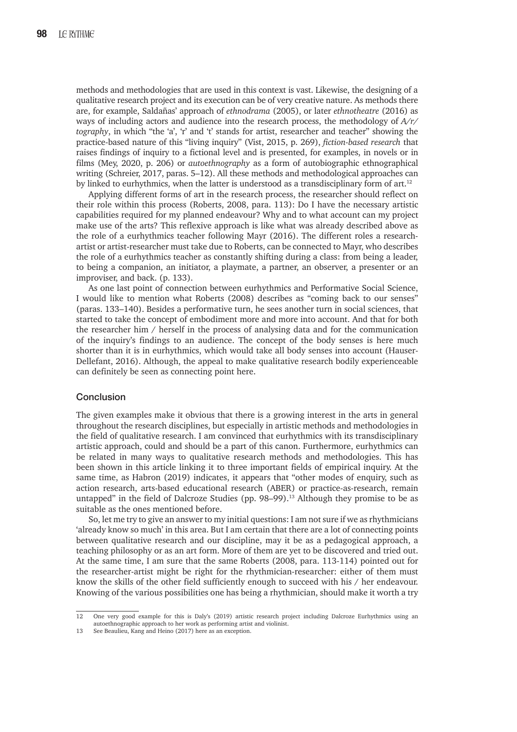methods and methodologies that are used in this context is vast. Likewise, the designing of a qualitative research project and its execution can be of very creative nature. As methods there are, for example, Saldañas' approach of *ethnodrama* (2005), or later *ethnotheatre* (2016) as ways of including actors and audience into the research process, the methodology of *A/r/tography*, in which "the 'a', 'r' and 't' stands for artist, researcher and teacher" showing the practice-based nature of this "living inquiry" (Vist, 2015, p. 269), *fiction-based research* that raises findings of inquiry to a fictional level and is presented, for examples, in novels or in films (Mey, 2020, p. 206) or *autoethnography* as a form of autobiographic ethnographical writing (Schreier, 2017, paras. 5–12). All these methods and methodological approaches can by linked to eurhythmics, when the latter is understood as a transdisciplinary form of art.[12]

Applying different forms of art in the research process, the researcher should reflect on their role within this process (Roberts, 2008, para. 113): Do I have the necessary artistic capabilities required for my planned endeavour? Why and to what account can my project make use of the arts? This reflexive approach is like what was already described above as the role of a eurhythmics teacher following Mayr (2016). The different roles a research-artist or artist-researcher must take due to Roberts, can be connected to Mayr, who describes the role of a eurhythmics teacher as constantly shifting during a class: from being a leader, to being a companion, an initiator, a playmate, a partner, an observer, a presenter or an improviser, and back. (p. 133).

As one last point of connection between eurhythmics and Performative Social Science, I would like to mention what Roberts (2008) describes as "coming back to our senses" (paras. 133–140). Besides a performative turn, he sees another turn in social sciences, that started to take the concept of embodiment more and more into account. And that for both the researcher him / herself in the process of analysing data and for the communication of the inquiry's findings to an audience. The concept of the body senses is here much shorter than it is in eurhythmics, which would take all body senses into account (Hauser-Dellefant, 2016). Although, the appeal to make qualitative research bodily experienceable can definitely be seen as connecting point here.

## Conclusion

The given examples make it obvious that there is a growing interest in the arts in general throughout the research disciplines, but especially in artistic methods and methodologies in the field of qualitative research. I am convinced that eurhythmics with its transdisciplinary artistic approach, could and should be a part of this canon. Furthermore, eurhythmics can be related in many ways to qualitative research methods and methodologies. This has been shown in this article linking it to three important fields of empirical inquiry. At the same time, as Habron (2019) indicates, it appears that "other modes of enquiry, such as action research, arts-based educational research (ABER) or practice-as-research, remain untapped" in the field of Dalcroze Studies (pp. 98–99).[13] Although they promise to be as suitable as the ones mentioned before.

So, let me try to give an answer to my initial questions: I am not sure if we as rhythmicians 'already know so much' in this area. But I am certain that there are a lot of connecting points between qualitative research and our discipline, may it be as a pedagogical approach, a teaching philosophy or as an art form. More of them are yet to be discovered and tried out. At the same time, I am sure that the same Roberts (2008, para. 113-114) pointed out for the researcher-artist might be right for the rhythmician-researcher: either of them must know the skills of the other field sufficiently enough to succeed with his / her endeavour. Knowing of the various possibilities one has being a rhythmician, should make it worth a try

---

12 One very good example for this is Daly's (2019) artistic research project including Dalcroze Eurhythmics using an autoethnographic approach to her work as performing artist and violinist.

13 See Beaulieu, Kang and Heino (2017) here as an exception.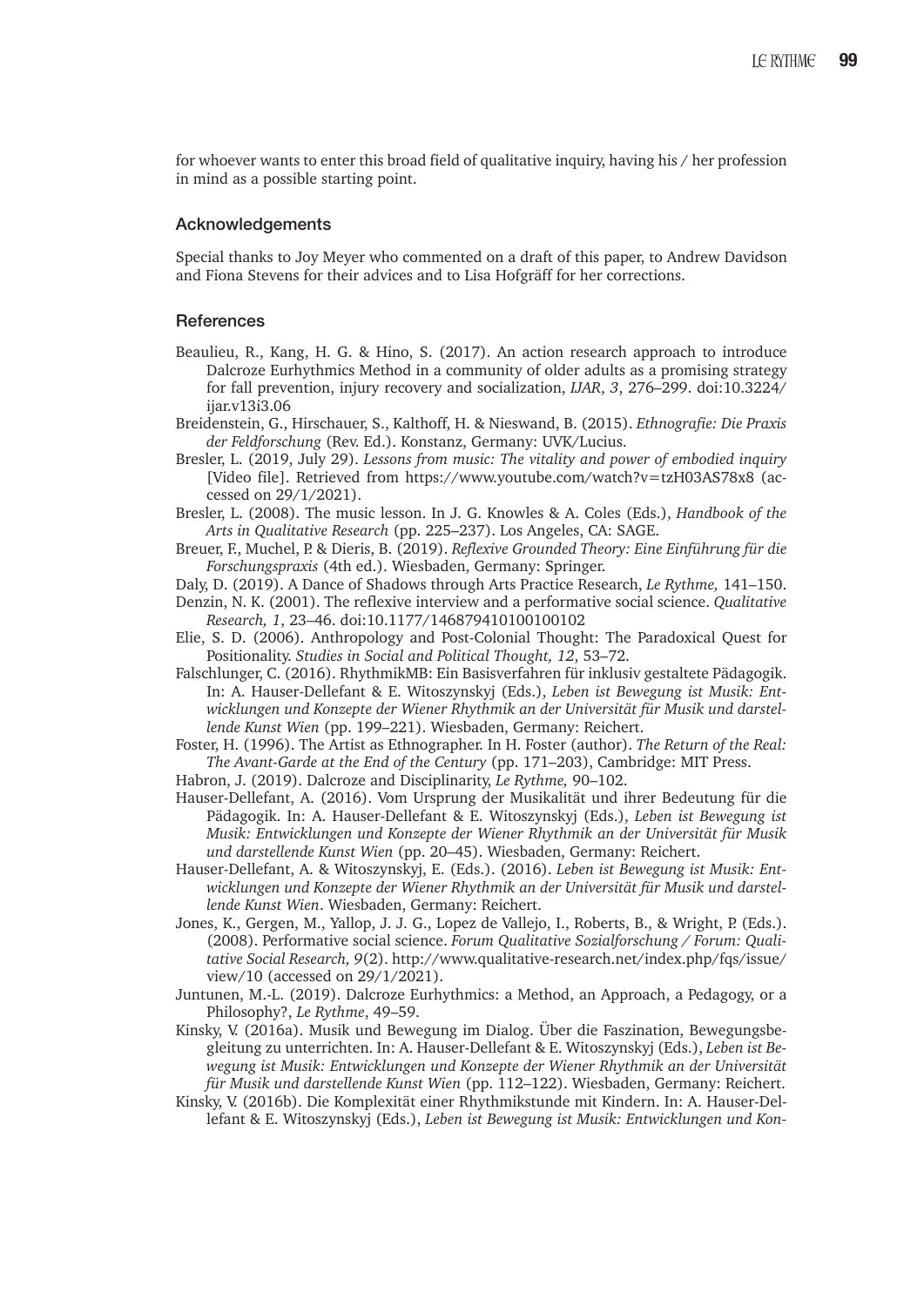for whoever wants to enter this broad field of qualitative inquiry, having his / her profession in mind as a possible starting point.

## Acknowledgements

Special thanks to Joy Meyer who commented on a draft of this paper, to Andrew Davidson and Fiona Stevens for their advices and to Lisa Hofgräff for her corrections.

## References

Beaulieu, R., Kang, H. G. & Hino, S. (2017). An action research approach to introduce Dalcroze Eurhythmics Method in a community of older adults as a promising strategy for fall prevention, injury recovery and socialization, *IJAR*, *3*, 276–299. doi:10.3224/ijar.v13i3.06

Breidenstein, G., Hirschauer, S., Kalthoff, H. & Nieswand, B. (2015). *Ethnografie: Die Praxis der Feldforschung* (Rev. Ed.). Konstanz, Germany: UVK/Lucius.

Bresler, L. (2019, July 29). *Lessons from music: The vitality and power of embodied inquiry* [Video file]. Retrieved from https://www.youtube.com/watch?v=tzH03AS78x8 (accessed on 29/1/2021).

Bresler, L. (2008). The music lesson. In J. G. Knowles & A. Coles (Eds.), *Handbook of the Arts in Qualitative Research* (pp. 225–237). Los Angeles, CA: SAGE.

Breuer, F., Muchel, P. & Dieris, B. (2019). *Reflexive Grounded Theory: Eine Einführung für die Forschungspraxis* (4th ed.). Wiesbaden, Germany: Springer.

Daly, D. (2019). A Dance of Shadows through Arts Practice Research, *Le Rythme,* 141–150.

Denzin, N. K. (2001). The reflexive interview and a performative social science. *Qualitative Research, 1*, 23–46. doi:10.1177/146879410100100102

Elie, S. D. (2006). Anthropology and Post-Colonial Thought: The Paradoxical Quest for Positionality. *Studies in Social and Political Thought, 12*, 53–72.

Falschlunger, C. (2016). RhythmikMB: Ein Basisverfahren für inklusiv gestaltete Pädagogik. In: A. Hauser-Dellefant & E. Witoszynskyj (Eds.), *Leben ist Bewegung ist Musik: Entwicklungen und Konzepte der Wiener Rhythmik an der Universität für Musik und darstellende Kunst Wien* (pp. 199–221). Wiesbaden, Germany: Reichert.

Foster, H. (1996). The Artist as Ethnographer. In H. Foster (author). *The Return of the Real: The Avant-Garde at the End of the Century* (pp. 171–203), Cambridge: MIT Press.

Habron, J. (2019). Dalcroze and Disciplinarity, *Le Rythme,* 90–102.

Hauser-Dellefant, A. (2016). Vom Ursprung der Musikalität und ihrer Bedeutung für die Pädagogik. In: A. Hauser-Dellefant & E. Witoszynskyj (Eds.), *Leben ist Bewegung ist Musik: Entwicklungen und Konzepte der Wiener Rhythmik an der Universität für Musik und darstellende Kunst Wien* (pp. 20–45). Wiesbaden, Germany: Reichert.

Hauser-Dellefant, A. & Witoszynskyj, E. (Eds.). (2016). *Leben ist Bewegung ist Musik: Entwicklungen und Konzepte der Wiener Rhythmik an der Universität für Musik und darstellende Kunst Wien*. Wiesbaden, Germany: Reichert.

Jones, K., Gergen, M., Yallop, J. J. G., Lopez de Vallejo, I., Roberts, B., & Wright, P. (Eds.). (2008). Performative social science. *Forum Qualitative Sozialforschung / Forum: Qualitative Social Research, 9*(2). http://www.qualitative-research.net/index.php/fqs/issue/view/10 (accessed on 29/1/2021).

Juntunen, M.-L. (2019). Dalcroze Eurhythmics: a Method, an Approach, a Pedagogy, or a Philosophy?, *Le Rythme*, 49–59.

Kinsky, V. (2016a). Musik und Bewegung im Dialog. Über die Faszination, Bewegungsbegleitung zu unterrichten. In: A. Hauser-Dellefant & E. Witoszynskyj (Eds.), *Leben ist Bewegung ist Musik: Entwicklungen und Konzepte der Wiener Rhythmik an der Universität für Musik und darstellende Kunst Wien* (pp. 112–122). Wiesbaden, Germany: Reichert.

Kinsky, V. (2016b). Die Komplexität einer Rhythmikstunde mit Kindern. In: A. Hauser-Dellefant & E. Witoszynskyj (Eds.), *Leben ist Bewegung ist Musik: Entwicklungen und Kon-*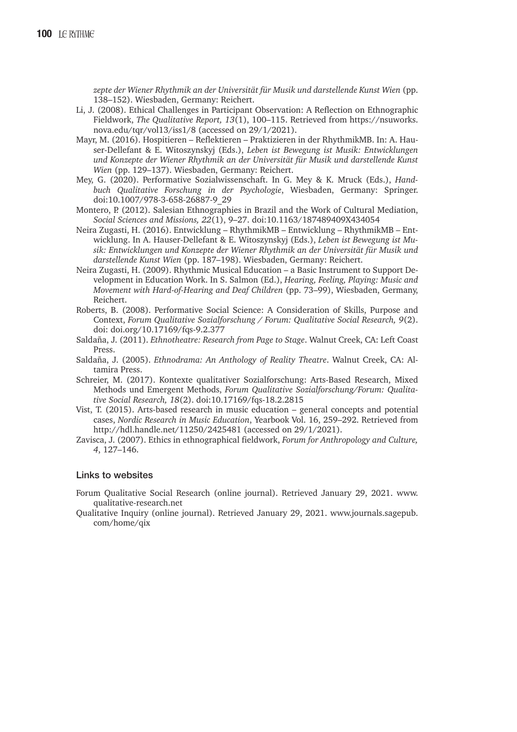*zepte der Wiener Rhythmik an der Universität für Musik und darstellende Kunst Wien* (pp. 138–152). Wiesbaden, Germany: Reichert.

Li, J. (2008). Ethical Challenges in Participant Observation: A Reflection on Ethnographic Fieldwork, *The Qualitative Report, 13*(1), 100–115. Retrieved from https://nsuworks.nova.edu/tqr/vol13/iss1/8 (accessed on 29/1/2021).

Mayr, M. (2016). Hospitieren – Reflektieren – Praktizieren in der RhythmikMB. In: A. Hauser-Dellefant & E. Witoszynskyj (Eds.), *Leben ist Bewegung ist Musik: Entwicklungen und Konzepte der Wiener Rhythmik an der Universität für Musik und darstellende Kunst Wien* (pp. 129–137). Wiesbaden, Germany: Reichert.

Mey, G. (2020). Performative Sozialwissenschaft. In G. Mey & K. Mruck (Eds.), *Handbuch Qualitative Forschung in der Psychologie*, Wiesbaden, Germany: Springer. doi:10.1007/978-3-658-26887-9_29

Montero, P. (2012). Salesian Ethnographies in Brazil and the Work of Cultural Mediation, *Social Sciences and Missions, 22*(1), 9–27. doi:10.1163/187489409X434054

Neira Zugasti, H. (2016). Entwicklung – RhythmikMB – Entwicklung – RhythmikMB – Entwicklung. In A. Hauser-Dellefant & E. Witoszynskyj (Eds.), *Leben ist Bewegung ist Musik: Entwicklungen und Konzepte der Wiener Rhythmik an der Universität für Musik und darstellende Kunst Wien* (pp. 187–198). Wiesbaden, Germany: Reichert.

Neira Zugasti, H. (2009). Rhythmic Musical Education – a Basic Instrument to Support Development in Education Work. In S. Salmon (Ed.), *Hearing, Feeling, Playing: Music and Movement with Hard-of-Hearing and Deaf Children* (pp. 73–99), Wiesbaden, Germany, Reichert.

Roberts, B. (2008). Performative Social Science: A Consideration of Skills, Purpose and Context, *Forum Qualitative Sozialforschung / Forum: Qualitative Social Research, 9*(2). doi: doi.org/10.17169/fqs-9.2.377

Saldaña, J. (2011). *Ethnotheatre: Research from Page to Stage*. Walnut Creek, CA: Left Coast Press.

Saldaña, J. (2005). *Ethnodrama: An Anthology of Reality Theatre*. Walnut Creek, CA: Altamira Press.

Schreier, M. (2017). Kontexte qualitativer Sozialforschung: Arts-Based Research, Mixed Methods und Emergent Methods, *Forum Qualitative Sozialforschung/Forum: Qualitative Social Research, 18*(2). doi:10.17169/fqs-18.2.2815

Vist, T. (2015). Arts-based research in music education – general concepts and potential cases, *Nordic Research in Music Education*, Yearbook Vol. 16, 259–292. Retrieved from http://hdl.handle.net/11250/2425481 (accessed on 29/1/2021).

Zavisca, J. (2007). Ethics in ethnographical fieldwork, *Forum for Anthropology and Culture, 4*, 127–146.

### Links to websites

Forum Qualitative Social Research (online journal). Retrieved January 29, 2021. www.qualitative-research.net

Qualitative Inquiry (online journal). Retrieved January 29, 2021. www.journals.sagepub.com/home/qix